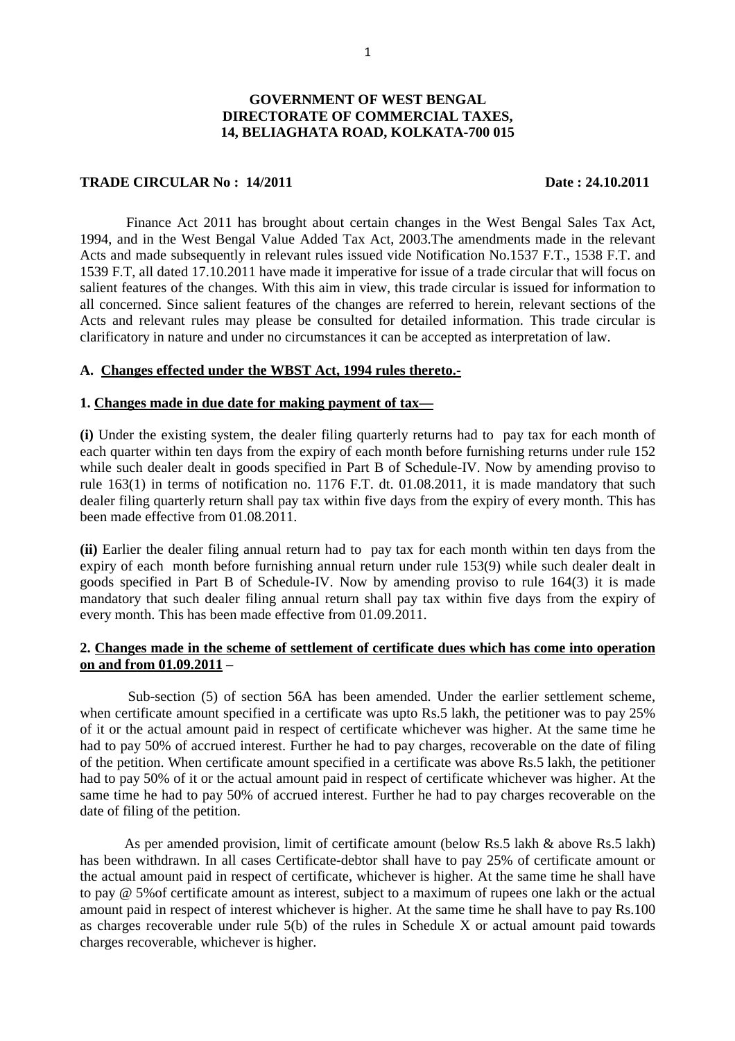**GOVERNMENT OF WEST BENGAL**
**DIRECTORATE OF COMMERCIAL TAXES,**
**14, BELIAGHATA ROAD, KOLKATA-700 015**

**TRADE CIRCULAR No : 14/2011** **Date : 24.10.2011**

Finance Act 2011 has brought about certain changes in the West Bengal Sales Tax Act, 1994, and in the West Bengal Value Added Tax Act, 2003.The amendments made in the relevant Acts and made subsequently in relevant rules issued vide Notification No.1537 F.T., 1538 F.T. and 1539 F.T, all dated 17.10.2011 have made it imperative for issue of a trade circular that will focus on salient features of the changes. With this aim in view, this trade circular is issued for information to all concerned. Since salient features of the changes are referred to herein, relevant sections of the Acts and relevant rules may please be consulted for detailed information. This trade circular is clarificatory in nature and under no circumstances it can be accepted as interpretation of law.

**A. Changes effected under the WBST Act, 1994 rules thereto.-**

**1. Changes made in due date for making payment of tax—**

**(i)** Under the existing system, the dealer filing quarterly returns had to pay tax for each month of each quarter within ten days from the expiry of each month before furnishing returns under rule 152 while such dealer dealt in goods specified in Part B of Schedule-IV. Now by amending proviso to rule 163(1) in terms of notification no. 1176 F.T. dt. 01.08.2011, it is made mandatory that such dealer filing quarterly return shall pay tax within five days from the expiry of every month. This has been made effective from 01.08.2011.

**(ii)** Earlier the dealer filing annual return had to pay tax for each month within ten days from the expiry of each month before furnishing annual return under rule 153(9) while such dealer dealt in goods specified in Part B of Schedule-IV. Now by amending proviso to rule 164(3) it is made mandatory that such dealer filing annual return shall pay tax within five days from the expiry of every month. This has been made effective from 01.09.2011.

**2. Changes made in the scheme of settlement of certificate dues which has come into operation on and from 01.09.2011 –**

Sub-section (5) of section 56A has been amended. Under the earlier settlement scheme, when certificate amount specified in a certificate was upto Rs.5 lakh, the petitioner was to pay 25% of it or the actual amount paid in respect of certificate whichever was higher. At the same time he had to pay 50% of accrued interest. Further he had to pay charges, recoverable on the date of filing of the petition. When certificate amount specified in a certificate was above Rs.5 lakh, the petitioner had to pay 50% of it or the actual amount paid in respect of certificate whichever was higher. At the same time he had to pay 50% of accrued interest. Further he had to pay charges recoverable on the date of filing of the petition.

As per amended provision, limit of certificate amount (below Rs.5 lakh & above Rs.5 lakh) has been withdrawn. In all cases Certificate-debtor shall have to pay 25% of certificate amount or the actual amount paid in respect of certificate, whichever is higher. At the same time he shall have to pay @ 5%of certificate amount as interest, subject to a maximum of rupees one lakh or the actual amount paid in respect of interest whichever is higher. At the same time he shall have to pay Rs.100 as charges recoverable under rule 5(b) of the rules in Schedule X or actual amount paid towards charges recoverable, whichever is higher.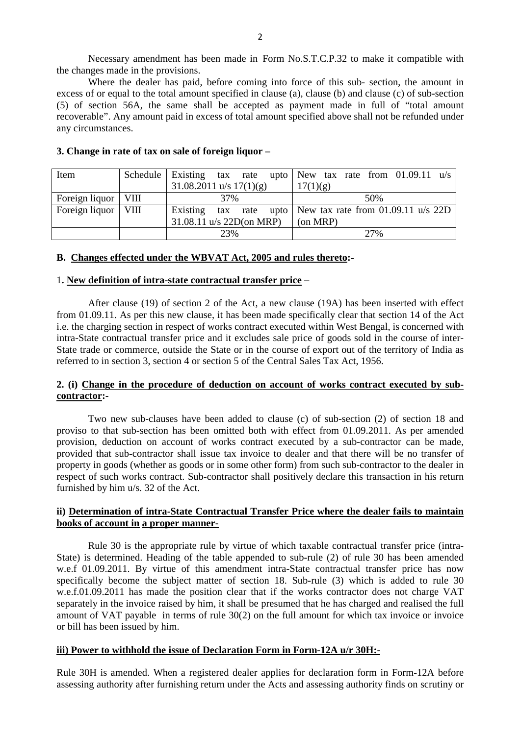Necessary amendment has been made in Form No.S.T.C.P.32 to make it compatible with the changes made in the provisions.

Where the dealer has paid, before coming into force of this sub- section, the amount in excess of or equal to the total amount specified in clause (a), clause (b) and clause (c) of sub-section (5) of section 56A, the same shall be accepted as payment made in full of "total amount recoverable". Any amount paid in excess of total amount specified above shall not be refunded under any circumstances.

**3. Change in rate of tax on sale of foreign liquor –**

| Item | Schedule | Existing tax rate upto 31.08.2011 u/s 17(1)(g) | New tax rate from 01.09.11 u/s 17(1)(g) |
|---|---|---|---|
| Foreign liquor | VIII | 37% | 50% |
| Foreign liquor | VIII | Existing tax rate upto 31.08.11 u/s 22D(on MRP) | New tax rate from 01.09.11 u/s 22D (on MRP) |
| | | 23% | 27% |

**B. Changes effected under the WBVAT Act, 2005 and rules thereto:-**

1**. New definition of intra-state contractual transfer price –**

After clause (19) of section 2 of the Act, a new clause (19A) has been inserted with effect from 01.09.11. As per this new clause, it has been made specifically clear that section 14 of the Act i.e. the charging section in respect of works contract executed within West Bengal, is concerned with intra-State contractual transfer price and it excludes sale price of goods sold in the course of inter-State trade or commerce, outside the State or in the course of export out of the territory of India as referred to in section 3, section 4 or section 5 of the Central Sales Tax Act, 1956.

**2. (i) Change in the procedure of deduction on account of works contract executed by sub-contractor:-**

Two new sub-clauses have been added to clause (c) of sub-section (2) of section 18 and proviso to that sub-section has been omitted both with effect from 01.09.2011. As per amended provision, deduction on account of works contract executed by a sub-contractor can be made, provided that sub-contractor shall issue tax invoice to dealer and that there will be no transfer of property in goods (whether as goods or in some other form) from such sub-contractor to the dealer in respect of such works contract. Sub-contractor shall positively declare this transaction in his return furnished by him u/s. 32 of the Act.

**ii) Determination of intra-State Contractual Transfer Price where the dealer fails to maintain books of account in a proper manner-**

Rule 30 is the appropriate rule by virtue of which taxable contractual transfer price (intra-State) is determined. Heading of the table appended to sub-rule (2) of rule 30 has been amended w.e.f 01.09.2011. By virtue of this amendment intra-State contractual transfer price has now specifically become the subject matter of section 18. Sub-rule (3) which is added to rule 30 w.e.f.01.09.2011 has made the position clear that if the works contractor does not charge VAT separately in the invoice raised by him, it shall be presumed that he has charged and realised the full amount of VAT payable in terms of rule 30(2) on the full amount for which tax invoice or invoice or bill has been issued by him.

**iii) Power to withhold the issue of Declaration Form in Form-12A u/r 30H:-**

Rule 30H is amended. When a registered dealer applies for declaration form in Form-12A before assessing authority after furnishing return under the Acts and assessing authority finds on scrutiny or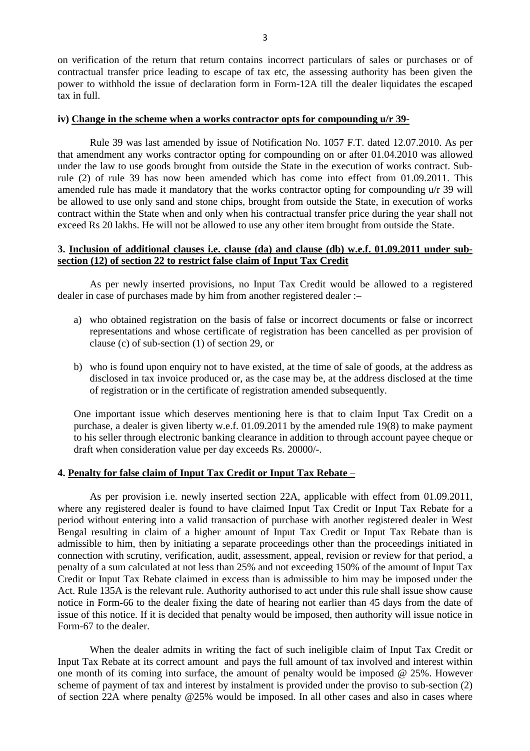on verification of the return that return contains incorrect particulars of sales or purchases or of contractual transfer price leading to escape of tax etc, the assessing authority has been given the power to withhold the issue of declaration form in Form-12A till the dealer liquidates the escaped tax in full.

**iv) Change in the scheme when a works contractor opts for compounding u/r 39-**

Rule 39 was last amended by issue of Notification No. 1057 F.T. dated 12.07.2010. As per that amendment any works contractor opting for compounding on or after 01.04.2010 was allowed under the law to use goods brought from outside the State in the execution of works contract. Sub-rule (2) of rule 39 has now been amended which has come into effect from 01.09.2011. This amended rule has made it mandatory that the works contractor opting for compounding u/r 39 will be allowed to use only sand and stone chips, brought from outside the State, in execution of works contract within the State when and only when his contractual transfer price during the year shall not exceed Rs 20 lakhs. He will not be allowed to use any other item brought from outside the State.

**3. Inclusion of additional clauses i.e. clause (da) and clause (db) w.e.f. 01.09.2011 under sub-section (12) of section 22 to restrict false claim of Input Tax Credit**

As per newly inserted provisions, no Input Tax Credit would be allowed to a registered dealer in case of purchases made by him from another registered dealer :–

a) who obtained registration on the basis of false or incorrect documents or false or incorrect representations and whose certificate of registration has been cancelled as per provision of clause (c) of sub-section (1) of section 29, or

b) who is found upon enquiry not to have existed, at the time of sale of goods, at the address as disclosed in tax invoice produced or, as the case may be, at the address disclosed at the time of registration or in the certificate of registration amended subsequently.

One important issue which deserves mentioning here is that to claim Input Tax Credit on a purchase, a dealer is given liberty w.e.f. 01.09.2011 by the amended rule 19(8) to make payment to his seller through electronic banking clearance in addition to through account payee cheque or draft when consideration value per day exceeds Rs. 20000/-.

**4. Penalty for false claim of Input Tax Credit or Input Tax Rebate –**

As per provision i.e. newly inserted section 22A, applicable with effect from 01.09.2011, where any registered dealer is found to have claimed Input Tax Credit or Input Tax Rebate for a period without entering into a valid transaction of purchase with another registered dealer in West Bengal resulting in claim of a higher amount of Input Tax Credit or Input Tax Rebate than is admissible to him, then by initiating a separate proceedings other than the proceedings initiated in connection with scrutiny, verification, audit, assessment, appeal, revision or review for that period, a penalty of a sum calculated at not less than 25% and not exceeding 150% of the amount of Input Tax Credit or Input Tax Rebate claimed in excess than is admissible to him may be imposed under the Act. Rule 135A is the relevant rule. Authority authorised to act under this rule shall issue show cause notice in Form-66 to the dealer fixing the date of hearing not earlier than 45 days from the date of issue of this notice. If it is decided that penalty would be imposed, then authority will issue notice in Form-67 to the dealer.

When the dealer admits in writing the fact of such ineligible claim of Input Tax Credit or Input Tax Rebate at its correct amount and pays the full amount of tax involved and interest within one month of its coming into surface, the amount of penalty would be imposed @ 25%. However scheme of payment of tax and interest by instalment is provided under the proviso to sub-section (2) of section 22A where penalty @25% would be imposed. In all other cases and also in cases where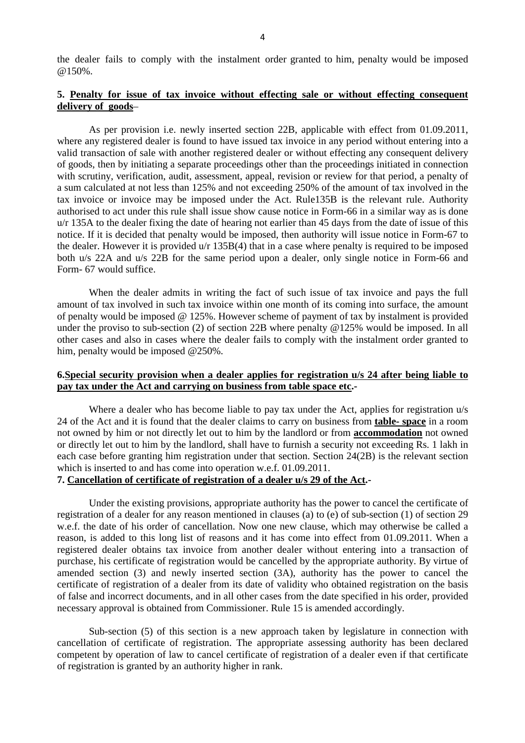the dealer fails to comply with the instalment order granted to him, penalty would be imposed @150%.

**5. <u>Penalty for issue of tax invoice without effecting sale or without effecting consequent delivery of goods</u>**–

As per provision i.e. newly inserted section 22B, applicable with effect from 01.09.2011, where any registered dealer is found to have issued tax invoice in any period without entering into a valid transaction of sale with another registered dealer or without effecting any consequent delivery of goods, then by initiating a separate proceedings other than the proceedings initiated in connection with scrutiny, verification, audit, assessment, appeal, revision or review for that period, a penalty of a sum calculated at not less than 125% and not exceeding 250% of the amount of tax involved in the tax invoice or invoice may be imposed under the Act. Rule135B is the relevant rule. Authority authorised to act under this rule shall issue show cause notice in Form-66 in a similar way as is done u/r 135A to the dealer fixing the date of hearing not earlier than 45 days from the date of issue of this notice. If it is decided that penalty would be imposed, then authority will issue notice in Form-67 to the dealer. However it is provided u/r 135B(4) that in a case where penalty is required to be imposed both u/s 22A and u/s 22B for the same period upon a dealer, only single notice in Form-66 and Form- 67 would suffice.

When the dealer admits in writing the fact of such issue of tax invoice and pays the full amount of tax involved in such tax invoice within one month of its coming into surface, the amount of penalty would be imposed @ 125%. However scheme of payment of tax by instalment is provided under the proviso to sub-section (2) of section 22B where penalty @125% would be imposed. In all other cases and also in cases where the dealer fails to comply with the instalment order granted to him, penalty would be imposed @250%.

**6.<u>Special security provision when a dealer applies for registration u/s 24 after being liable to pay tax under the Act and carrying on business from table space etc</u>.-**

Where a dealer who has become liable to pay tax under the Act, applies for registration u/s 24 of the Act and it is found that the dealer claims to carry on business from **<u>table- space</u>** in a room not owned by him or not directly let out to him by the landlord or from **<u>accommodation</u>** not owned or directly let out to him by the landlord, shall have to furnish a security not exceeding Rs. 1 lakh in each case before granting him registration under that section. Section 24(2B) is the relevant section which is inserted to and has come into operation w.e.f. 01.09.2011.

**7. <u>Cancellation of certificate of registration of a dealer u/s 29 of the Act</u>.-**

Under the existing provisions, appropriate authority has the power to cancel the certificate of registration of a dealer for any reason mentioned in clauses (a) to (e) of sub-section (1) of section 29 w.e.f. the date of his order of cancellation. Now one new clause, which may otherwise be called a reason, is added to this long list of reasons and it has come into effect from 01.09.2011. When a registered dealer obtains tax invoice from another dealer without entering into a transaction of purchase, his certificate of registration would be cancelled by the appropriate authority. By virtue of amended section (3) and newly inserted section (3A), authority has the power to cancel the certificate of registration of a dealer from its date of validity who obtained registration on the basis of false and incorrect documents, and in all other cases from the date specified in his order, provided necessary approval is obtained from Commissioner. Rule 15 is amended accordingly.

Sub-section (5) of this section is a new approach taken by legislature in connection with cancellation of certificate of registration. The appropriate assessing authority has been declared competent by operation of law to cancel certificate of registration of a dealer even if that certificate of registration is granted by an authority higher in rank.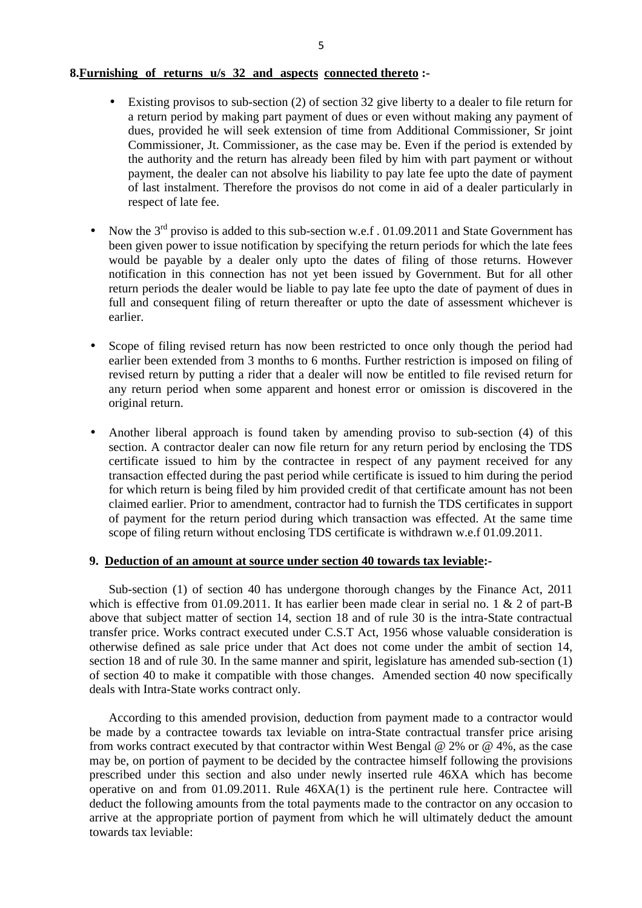**8.Furnishing of returns u/s 32 and aspects connected thereto :-**

- Existing provisos to sub-section (2) of section 32 give liberty to a dealer to file return for a return period by making part payment of dues or even without making any payment of dues, provided he will seek extension of time from Additional Commissioner, Sr joint Commissioner, Jt. Commissioner, as the case may be. Even if the period is extended by the authority and the return has already been filed by him with part payment or without payment, the dealer can not absolve his liability to pay late fee upto the date of payment of last instalment. Therefore the provisos do not come in aid of a dealer particularly in respect of late fee.

- Now the 3rd proviso is added to this sub-section w.e.f . 01.09.2011 and State Government has been given power to issue notification by specifying the return periods for which the late fees would be payable by a dealer only upto the dates of filing of those returns. However notification in this connection has not yet been issued by Government. But for all other return periods the dealer would be liable to pay late fee upto the date of payment of dues in full and consequent filing of return thereafter or upto the date of assessment whichever is earlier.

- Scope of filing revised return has now been restricted to once only though the period had earlier been extended from 3 months to 6 months. Further restriction is imposed on filing of revised return by putting a rider that a dealer will now be entitled to file revised return for any return period when some apparent and honest error or omission is discovered in the original return.

- Another liberal approach is found taken by amending proviso to sub-section (4) of this section. A contractor dealer can now file return for any return period by enclosing the TDS certificate issued to him by the contractee in respect of any payment received for any transaction effected during the past period while certificate is issued to him during the period for which return is being filed by him provided credit of that certificate amount has not been claimed earlier. Prior to amendment, contractor had to furnish the TDS certificates in support of payment for the return period during which transaction was effected. At the same time scope of filing return without enclosing TDS certificate is withdrawn w.e.f 01.09.2011.

**9. Deduction of an amount at source under section 40 towards tax leviable:-**

Sub-section (1) of section 40 has undergone thorough changes by the Finance Act, 2011 which is effective from 01.09.2011. It has earlier been made clear in serial no. 1 & 2 of part-B above that subject matter of section 14, section 18 and of rule 30 is the intra-State contractual transfer price. Works contract executed under C.S.T Act, 1956 whose valuable consideration is otherwise defined as sale price under that Act does not come under the ambit of section 14, section 18 and of rule 30. In the same manner and spirit, legislature has amended sub-section (1) of section 40 to make it compatible with those changes. Amended section 40 now specifically deals with Intra-State works contract only.

According to this amended provision, deduction from payment made to a contractor would be made by a contractee towards tax leviable on intra-State contractual transfer price arising from works contract executed by that contractor within West Bengal @ 2% or @ 4%, as the case may be, on portion of payment to be decided by the contractee himself following the provisions prescribed under this section and also under newly inserted rule 46XA which has become operative on and from 01.09.2011. Rule 46XA(1) is the pertinent rule here. Contractee will deduct the following amounts from the total payments made to the contractor on any occasion to arrive at the appropriate portion of payment from which he will ultimately deduct the amount towards tax leviable: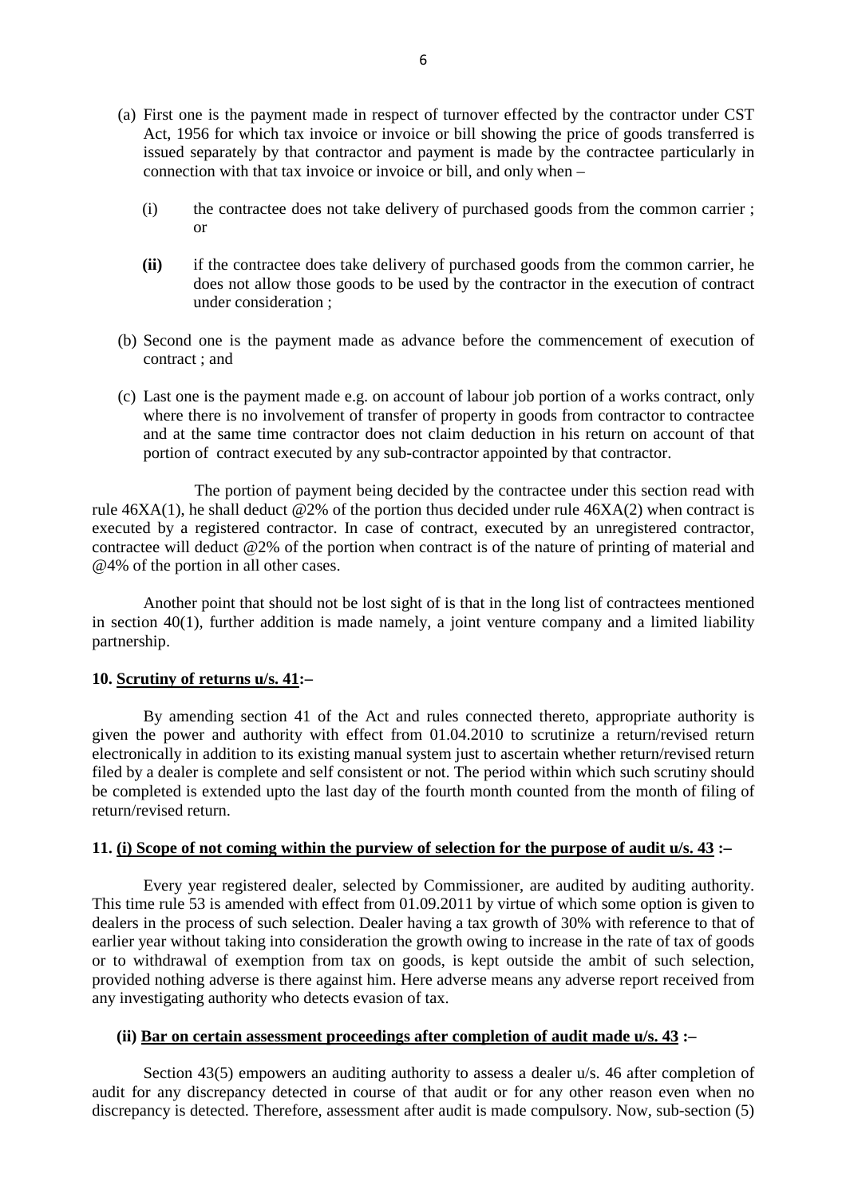(a) First one is the payment made in respect of turnover effected by the contractor under CST Act, 1956 for which tax invoice or invoice or bill showing the price of goods transferred is issued separately by that contractor and payment is made by the contractee particularly in connection with that tax invoice or invoice or bill, and only when –

   (i) the contractee does not take delivery of purchased goods from the common carrier ; or

   **(ii)** if the contractee does take delivery of purchased goods from the common carrier, he does not allow those goods to be used by the contractor in the execution of contract under consideration ;

(b) Second one is the payment made as advance before the commencement of execution of contract ; and

(c) Last one is the payment made e.g. on account of labour job portion of a works contract, only where there is no involvement of transfer of property in goods from contractor to contractee and at the same time contractor does not claim deduction in his return on account of that portion of contract executed by any sub-contractor appointed by that contractor.

The portion of payment being decided by the contractee under this section read with rule 46XA(1), he shall deduct @2% of the portion thus decided under rule 46XA(2) when contract is executed by a registered contractor. In case of contract, executed by an unregistered contractor, contractee will deduct @2% of the portion when contract is of the nature of printing of material and @4% of the portion in all other cases.

Another point that should not be lost sight of is that in the long list of contractees mentioned in section 40(1), further addition is made namely, a joint venture company and a limited liability partnership.

**10. Scrutiny of returns u/s. 41:–**

By amending section 41 of the Act and rules connected thereto, appropriate authority is given the power and authority with effect from 01.04.2010 to scrutinize a return/revised return electronically in addition to its existing manual system just to ascertain whether return/revised return filed by a dealer is complete and self consistent or not. The period within which such scrutiny should be completed is extended upto the last day of the fourth month counted from the month of filing of return/revised return.

**11. (i) Scope of not coming within the purview of selection for the purpose of audit u/s. 43 :–**

Every year registered dealer, selected by Commissioner, are audited by auditing authority. This time rule 53 is amended with effect from 01.09.2011 by virtue of which some option is given to dealers in the process of such selection. Dealer having a tax growth of 30% with reference to that of earlier year without taking into consideration the growth owing to increase in the rate of tax of goods or to withdrawal of exemption from tax on goods, is kept outside the ambit of such selection, provided nothing adverse is there against him. Here adverse means any adverse report received from any investigating authority who detects evasion of tax.

**(ii) Bar on certain assessment proceedings after completion of audit made u/s. 43 :–**

Section 43(5) empowers an auditing authority to assess a dealer u/s. 46 after completion of audit for any discrepancy detected in course of that audit or for any other reason even when no discrepancy is detected. Therefore, assessment after audit is made compulsory. Now, sub-section (5)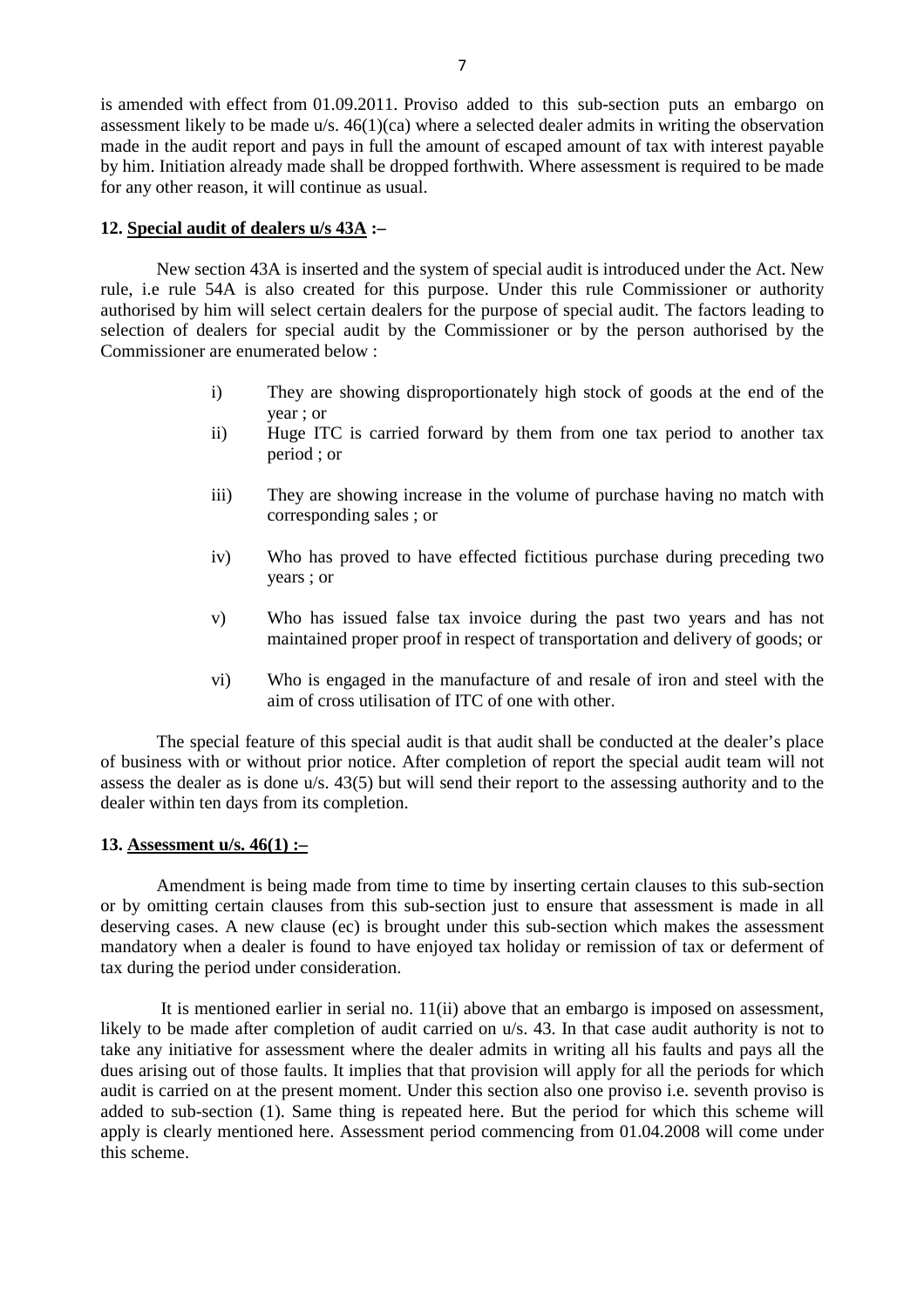is amended with effect from 01.09.2011. Proviso added to this sub-section puts an embargo on assessment likely to be made u/s. 46(1)(ca) where a selected dealer admits in writing the observation made in the audit report and pays in full the amount of escaped amount of tax with interest payable by him. Initiation already made shall be dropped forthwith. Where assessment is required to be made for any other reason, it will continue as usual.

**12. <u>Special audit of dealers u/s 43A</u> :–**

New section 43A is inserted and the system of special audit is introduced under the Act. New rule, i.e rule 54A is also created for this purpose. Under this rule Commissioner or authority authorised by him will select certain dealers for the purpose of special audit. The factors leading to selection of dealers for special audit by the Commissioner or by the person authorised by the Commissioner are enumerated below :

i) They are showing disproportionately high stock of goods at the end of the year ; or

ii) Huge ITC is carried forward by them from one tax period to another tax period ; or

iii) They are showing increase in the volume of purchase having no match with corresponding sales ; or

iv) Who has proved to have effected fictitious purchase during preceding two years ; or

v) Who has issued false tax invoice during the past two years and has not maintained proper proof in respect of transportation and delivery of goods; or

vi) Who is engaged in the manufacture of and resale of iron and steel with the aim of cross utilisation of ITC of one with other.

The special feature of this special audit is that audit shall be conducted at the dealer's place of business with or without prior notice. After completion of report the special audit team will not assess the dealer as is done u/s. 43(5) but will send their report to the assessing authority and to the dealer within ten days from its completion.

**13. <u>Assessment u/s. 46(1) :–</u>**

Amendment is being made from time to time by inserting certain clauses to this sub-section or by omitting certain clauses from this sub-section just to ensure that assessment is made in all deserving cases. A new clause (ec) is brought under this sub-section which makes the assessment mandatory when a dealer is found to have enjoyed tax holiday or remission of tax or deferment of tax during the period under consideration.

It is mentioned earlier in serial no. 11(ii) above that an embargo is imposed on assessment, likely to be made after completion of audit carried on u/s. 43. In that case audit authority is not to take any initiative for assessment where the dealer admits in writing all his faults and pays all the dues arising out of those faults. It implies that that provision will apply for all the periods for which audit is carried on at the present moment. Under this section also one proviso i.e. seventh proviso is added to sub-section (1). Same thing is repeated here. But the period for which this scheme will apply is clearly mentioned here. Assessment period commencing from 01.04.2008 will come under this scheme.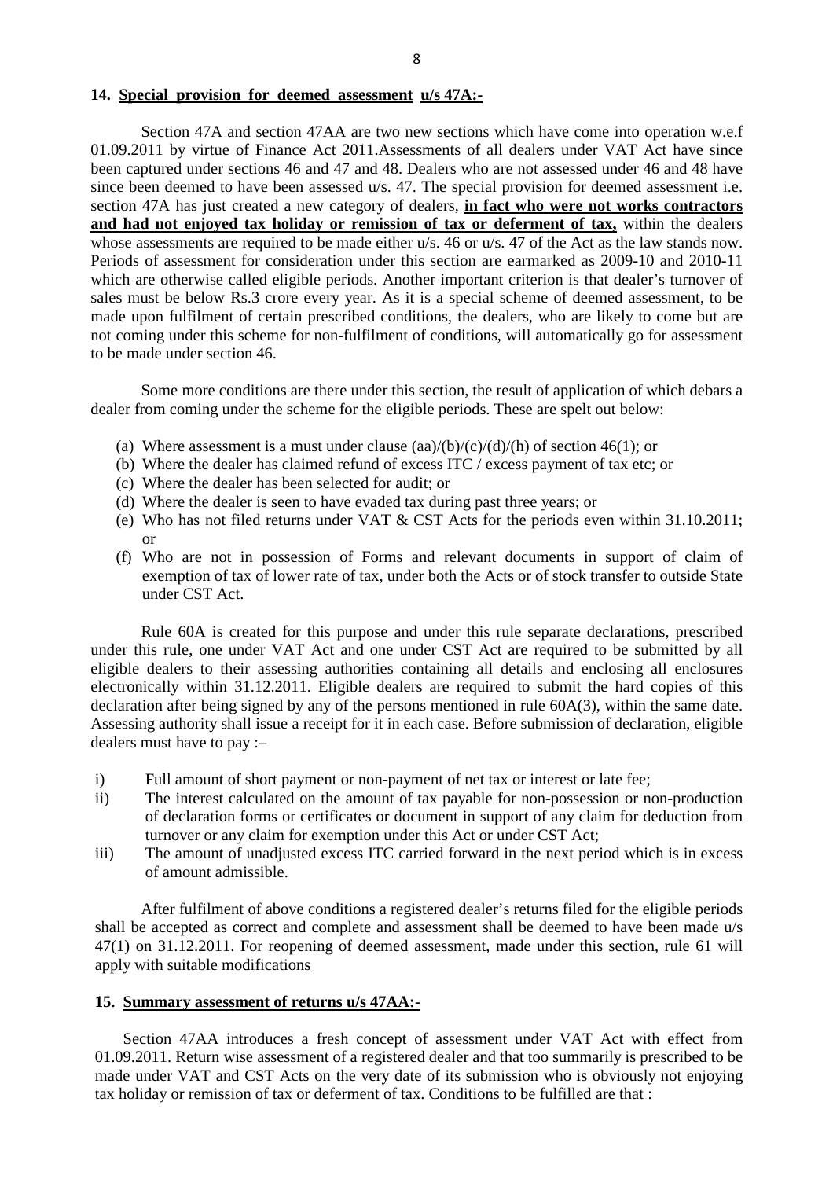### 14. **Special provision for deemed assessment u/s 47A:-**

Section 47A and section 47AA are two new sections which have come into operation w.e.f 01.09.2011 by virtue of Finance Act 2011.Assessments of all dealers under VAT Act have since been captured under sections 46 and 47 and 48. Dealers who are not assessed under 46 and 48 have since been deemed to have been assessed u/s. 47. The special provision for deemed assessment i.e. section 47A has just created a new category of dealers, **in fact who were not works contractors and had not enjoyed tax holiday or remission of tax or deferment of tax,** within the dealers whose assessments are required to be made either u/s. 46 or u/s. 47 of the Act as the law stands now. Periods of assessment for consideration under this section are earmarked as 2009-10 and 2010-11 which are otherwise called eligible periods. Another important criterion is that dealer's turnover of sales must be below Rs.3 crore every year. As it is a special scheme of deemed assessment, to be made upon fulfilment of certain prescribed conditions, the dealers, who are likely to come but are not coming under this scheme for non-fulfilment of conditions, will automatically go for assessment to be made under section 46.

Some more conditions are there under this section, the result of application of which debars a dealer from coming under the scheme for the eligible periods. These are spelt out below:

(a) Where assessment is a must under clause (aa)/(b)/(c)/(d)/(h) of section 46(1); or
(b) Where the dealer has claimed refund of excess ITC / excess payment of tax etc; or
(c) Where the dealer has been selected for audit; or
(d) Where the dealer is seen to have evaded tax during past three years; or
(e) Who has not filed returns under VAT & CST Acts for the periods even within 31.10.2011; or
(f) Who are not in possession of Forms and relevant documents in support of claim of exemption of tax of lower rate of tax, under both the Acts or of stock transfer to outside State under CST Act.

Rule 60A is created for this purpose and under this rule separate declarations, prescribed under this rule, one under VAT Act and one under CST Act are required to be submitted by all eligible dealers to their assessing authorities containing all details and enclosing all enclosures electronically within 31.12.2011. Eligible dealers are required to submit the hard copies of this declaration after being signed by any of the persons mentioned in rule 60A(3), within the same date. Assessing authority shall issue a receipt for it in each case. Before submission of declaration, eligible dealers must have to pay :–

i) Full amount of short payment or non-payment of net tax or interest or late fee;
ii) The interest calculated on the amount of tax payable for non-possession or non-production of declaration forms or certificates or document in support of any claim for deduction from turnover or any claim for exemption under this Act or under CST Act;
iii) The amount of unadjusted excess ITC carried forward in the next period which is in excess of amount admissible.

After fulfilment of above conditions a registered dealer's returns filed for the eligible periods shall be accepted as correct and complete and assessment shall be deemed to have been made u/s 47(1) on 31.12.2011. For reopening of deemed assessment, made under this section, rule 61 will apply with suitable modifications

### 15. **Summary assessment of returns u/s 47AA:-**

Section 47AA introduces a fresh concept of assessment under VAT Act with effect from 01.09.2011. Return wise assessment of a registered dealer and that too summarily is prescribed to be made under VAT and CST Acts on the very date of its submission who is obviously not enjoying tax holiday or remission of tax or deferment of tax. Conditions to be fulfilled are that :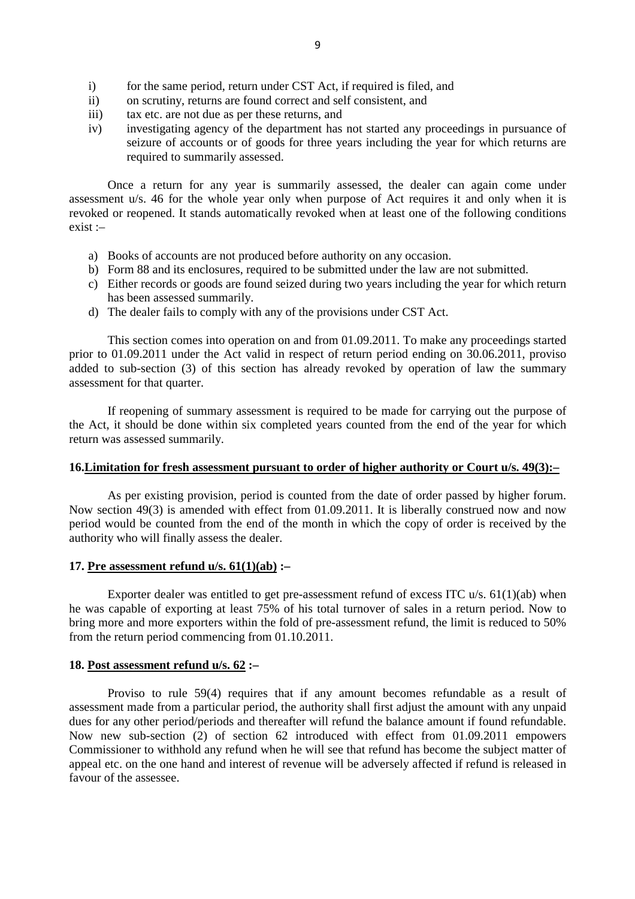i) for the same period, return under CST Act, if required is filed, and
ii) on scrutiny, returns are found correct and self consistent, and
iii) tax etc. are not due as per these returns, and
iv) investigating agency of the department has not started any proceedings in pursuance of seizure of accounts or of goods for three years including the year for which returns are required to summarily assessed.

Once a return for any year is summarily assessed, the dealer can again come under assessment u/s. 46 for the whole year only when purpose of Act requires it and only when it is revoked or reopened. It stands automatically revoked when at least one of the following conditions exist :–

a) Books of accounts are not produced before authority on any occasion.
b) Form 88 and its enclosures, required to be submitted under the law are not submitted.
c) Either records or goods are found seized during two years including the year for which return has been assessed summarily.
d) The dealer fails to comply with any of the provisions under CST Act.

This section comes into operation on and from 01.09.2011. To make any proceedings started prior to 01.09.2011 under the Act valid in respect of return period ending on 30.06.2011, proviso added to sub-section (3) of this section has already revoked by operation of law the summary assessment for that quarter.

If reopening of summary assessment is required to be made for carrying out the purpose of the Act, it should be done within six completed years counted from the end of the year for which return was assessed summarily.

**16.<u>Limitation for fresh assessment pursuant to order of higher authority or Court u/s. 49(3):–</u>**

As per existing provision, period is counted from the date of order passed by higher forum. Now section 49(3) is amended with effect from 01.09.2011. It is liberally construed now and now period would be counted from the end of the month in which the copy of order is received by the authority who will finally assess the dealer.

**17. <u>Pre assessment refund u/s. 61(1)(ab)</u> :–**

Exporter dealer was entitled to get pre-assessment refund of excess ITC u/s. 61(1)(ab) when he was capable of exporting at least 75% of his total turnover of sales in a return period. Now to bring more and more exporters within the fold of pre-assessment refund, the limit is reduced to 50% from the return period commencing from 01.10.2011.

**18. <u>Post assessment refund u/s. 62</u> :–**

Proviso to rule 59(4) requires that if any amount becomes refundable as a result of assessment made from a particular period, the authority shall first adjust the amount with any unpaid dues for any other period/periods and thereafter will refund the balance amount if found refundable. Now new sub-section (2) of section 62 introduced with effect from 01.09.2011 empowers Commissioner to withhold any refund when he will see that refund has become the subject matter of appeal etc. on the one hand and interest of revenue will be adversely affected if refund is released in favour of the assessee.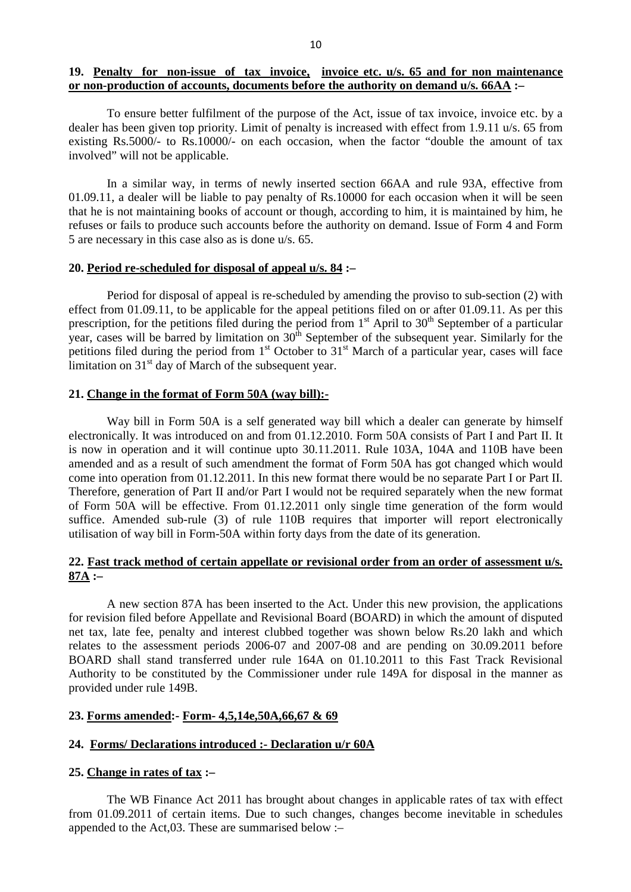**19. Penalty for non-issue of tax invoice, invoice etc. u/s. 65 and for non maintenance or non-production of accounts, documents before the authority on demand u/s. 66AA :–**

To ensure better fulfilment of the purpose of the Act, issue of tax invoice, invoice etc. by a dealer has been given top priority. Limit of penalty is increased with effect from 1.9.11 u/s. 65 from existing Rs.5000/- to Rs.10000/- on each occasion, when the factor "double the amount of tax involved" will not be applicable.

In a similar way, in terms of newly inserted section 66AA and rule 93A, effective from 01.09.11, a dealer will be liable to pay penalty of Rs.10000 for each occasion when it will be seen that he is not maintaining books of account or though, according to him, it is maintained by him, he refuses or fails to produce such accounts before the authority on demand. Issue of Form 4 and Form 5 are necessary in this case also as is done u/s. 65.

**20. Period re-scheduled for disposal of appeal u/s. 84 :–**

Period for disposal of appeal is re-scheduled by amending the proviso to sub-section (2) with effect from 01.09.11, to be applicable for the appeal petitions filed on or after 01.09.11. As per this prescription, for the petitions filed during the period from 1st April to 30th September of a particular year, cases will be barred by limitation on 30th September of the subsequent year. Similarly for the petitions filed during the period from 1st October to 31st March of a particular year, cases will face limitation on 31st day of March of the subsequent year.

**21. Change in the format of Form 50A (way bill):-**

Way bill in Form 50A is a self generated way bill which a dealer can generate by himself electronically. It was introduced on and from 01.12.2010. Form 50A consists of Part I and Part II. It is now in operation and it will continue upto 30.11.2011. Rule 103A, 104A and 110B have been amended and as a result of such amendment the format of Form 50A has got changed which would come into operation from 01.12.2011. In this new format there would be no separate Part I or Part II. Therefore, generation of Part II and/or Part I would not be required separately when the new format of Form 50A will be effective. From 01.12.2011 only single time generation of the form would suffice. Amended sub-rule (3) of rule 110B requires that importer will report electronically utilisation of way bill in Form-50A within forty days from the date of its generation.

**22. Fast track method of certain appellate or revisional order from an order of assessment u/s. 87A :–**

A new section 87A has been inserted to the Act. Under this new provision, the applications for revision filed before Appellate and Revisional Board (BOARD) in which the amount of disputed net tax, late fee, penalty and interest clubbed together was shown below Rs.20 lakh and which relates to the assessment periods 2006-07 and 2007-08 and are pending on 30.09.2011 before BOARD shall stand transferred under rule 164A on 01.10.2011 to this Fast Track Revisional Authority to be constituted by the Commissioner under rule 149A for disposal in the manner as provided under rule 149B.

**23. Forms amended:- Form- 4,5,14e,50A,66,67 & 69**

**24. Forms/ Declarations introduced :- Declaration u/r 60A**

**25. Change in rates of tax :–**

The WB Finance Act 2011 has brought about changes in applicable rates of tax with effect from 01.09.2011 of certain items. Due to such changes, changes become inevitable in schedules appended to the Act,03. These are summarised below :–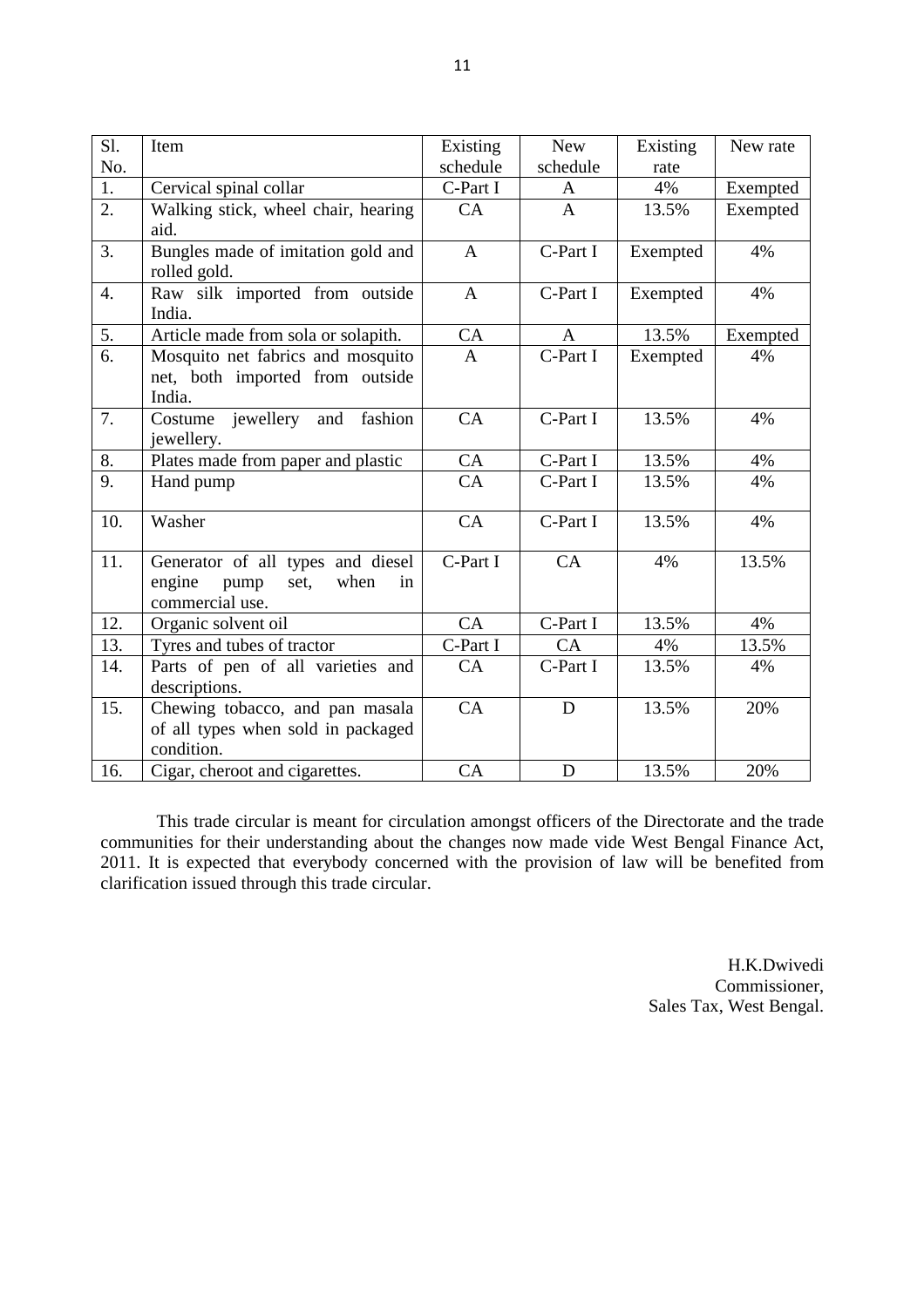| Sl. No. | Item | Existing schedule | New schedule | Existing rate | New rate |
|---|---|---|---|---|---|
| 1. | Cervical spinal collar | C-Part I | A | 4% | Exempted |
| 2. | Walking stick, wheel chair, hearing aid. | CA | A | 13.5% | Exempted |
| 3. | Bungles made of imitation gold and rolled gold. | A | C-Part I | Exempted | 4% |
| 4. | Raw silk imported from outside India. | A | C-Part I | Exempted | 4% |
| 5. | Article made from sola or solapith. | CA | A | 13.5% | Exempted |
| 6. | Mosquito net fabrics and mosquito net, both imported from outside India. | A | C-Part I | Exempted | 4% |
| 7. | Costume jewellery and fashion jewellery. | CA | C-Part I | 13.5% | 4% |
| 8. | Plates made from paper and plastic | CA | C-Part I | 13.5% | 4% |
| 9. | Hand pump | CA | C-Part I | 13.5% | 4% |
| 10. | Washer | CA | C-Part I | 13.5% | 4% |
| 11. | Generator of all types and diesel engine pump set, when in commercial use. | C-Part I | CA | 4% | 13.5% |
| 12. | Organic solvent oil | CA | C-Part I | 13.5% | 4% |
| 13. | Tyres and tubes of tractor | C-Part I | CA | 4% | 13.5% |
| 14. | Parts of pen of all varieties and descriptions. | CA | C-Part I | 13.5% | 4% |
| 15. | Chewing tobacco, and pan masala of all types when sold in packaged condition. | CA | D | 13.5% | 20% |
| 16. | Cigar, cheroot and cigarettes. | CA | D | 13.5% | 20% |

This trade circular is meant for circulation amongst officers of the Directorate and the trade communities for their understanding about the changes now made vide West Bengal Finance Act, 2011. It is expected that everybody concerned with the provision of law will be benefited from clarification issued through this trade circular.

H.K.Dwivedi
Commissioner,
Sales Tax, West Bengal.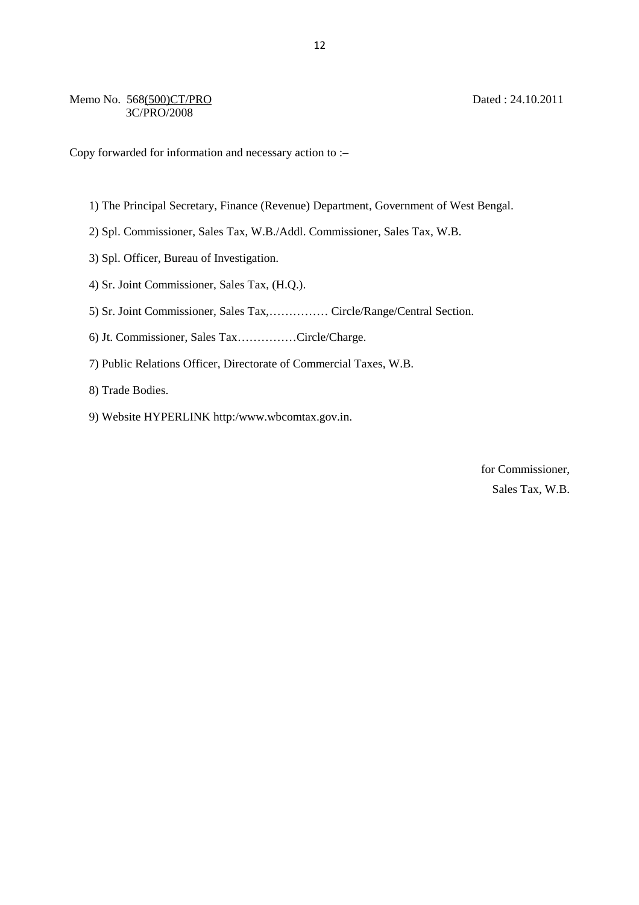Memo No. 568(500)CT/PRO
3C/PRO/2008

Dated : 24.10.2011

Copy forwarded for information and necessary action to :–

1) The Principal Secretary, Finance (Revenue) Department, Government of West Bengal.

2) Spl. Commissioner, Sales Tax, W.B./Addl. Commissioner, Sales Tax, W.B.

3) Spl. Officer, Bureau of Investigation.

4) Sr. Joint Commissioner, Sales Tax, (H.Q.).

5) Sr. Joint Commissioner, Sales Tax,…………… Circle/Range/Central Section.

6) Jt. Commissioner, Sales Tax……………Circle/Charge.

7) Public Relations Officer, Directorate of Commercial Taxes, W.B.

8) Trade Bodies.

9) Website HYPERLINK http:/www.wbcomtax.gov.in.

for Commissioner,
Sales Tax, W.B.